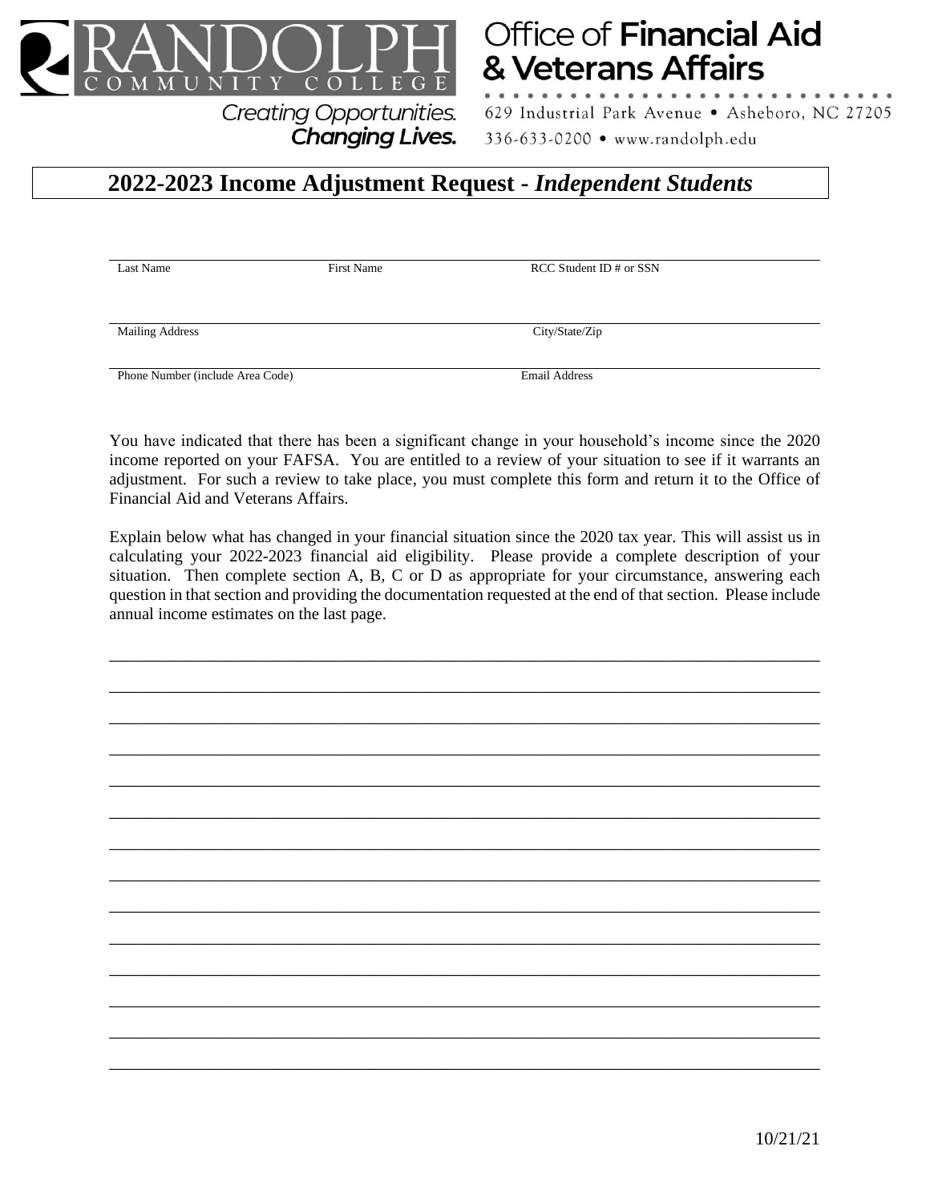RANDOLPH COMMUNITY COLLEGE

Creating Opportunities. **Changing Lives.**

Office of **Financial Aid & Veterans Affairs**

629 Industrial Park Avenue • Asheboro, NC 27205

336-633-0200 • www.randolph.edu

# 2022-2023 Income Adjustment Request - *Independent Students*

| Last Name | First Name | RCC Student ID # or SSN |
|---|---|---|
| | | |

| Mailing Address | City/State/Zip |
|---|---|
| | |

| Phone Number (include Area Code) | Email Address |
|---|---|
| | |

You have indicated that there has been a significant change in your household's income since the 2020 income reported on your FAFSA. You are entitled to a review of your situation to see if it warrants an adjustment. For such a review to take place, you must complete this form and return it to the Office of Financial Aid and Veterans Affairs.

Explain below what has changed in your financial situation since the 2020 tax year. This will assist us in calculating your 2022-2023 financial aid eligibility. Please provide a complete description of your situation. Then complete section A, B, C or D as appropriate for your circumstance, answering each question in that section and providing the documentation requested at the end of that section. Please include annual income estimates on the last page.

\_\_\_\_\_\_\_\_\_\_\_\_\_\_\_\_\_\_\_\_\_\_\_\_\_\_\_\_\_\_\_\_\_\_\_\_\_\_\_\_\_\_\_\_\_\_\_\_\_\_\_\_\_\_\_\_\_\_\_\_\_\_\_\_\_\_\_\_\_\_\_\_\_\_\_\_

\_\_\_\_\_\_\_\_\_\_\_\_\_\_\_\_\_\_\_\_\_\_\_\_\_\_\_\_\_\_\_\_\_\_\_\_\_\_\_\_\_\_\_\_\_\_\_\_\_\_\_\_\_\_\_\_\_\_\_\_\_\_\_\_\_\_\_\_\_\_\_\_\_\_\_\_

\_\_\_\_\_\_\_\_\_\_\_\_\_\_\_\_\_\_\_\_\_\_\_\_\_\_\_\_\_\_\_\_\_\_\_\_\_\_\_\_\_\_\_\_\_\_\_\_\_\_\_\_\_\_\_\_\_\_\_\_\_\_\_\_\_\_\_\_\_\_\_\_\_\_\_\_

\_\_\_\_\_\_\_\_\_\_\_\_\_\_\_\_\_\_\_\_\_\_\_\_\_\_\_\_\_\_\_\_\_\_\_\_\_\_\_\_\_\_\_\_\_\_\_\_\_\_\_\_\_\_\_\_\_\_\_\_\_\_\_\_\_\_\_\_\_\_\_\_\_\_\_\_

\_\_\_\_\_\_\_\_\_\_\_\_\_\_\_\_\_\_\_\_\_\_\_\_\_\_\_\_\_\_\_\_\_\_\_\_\_\_\_\_\_\_\_\_\_\_\_\_\_\_\_\_\_\_\_\_\_\_\_\_\_\_\_\_\_\_\_\_\_\_\_\_\_\_\_\_

\_\_\_\_\_\_\_\_\_\_\_\_\_\_\_\_\_\_\_\_\_\_\_\_\_\_\_\_\_\_\_\_\_\_\_\_\_\_\_\_\_\_\_\_\_\_\_\_\_\_\_\_\_\_\_\_\_\_\_\_\_\_\_\_\_\_\_\_\_\_\_\_\_\_\_\_

\_\_\_\_\_\_\_\_\_\_\_\_\_\_\_\_\_\_\_\_\_\_\_\_\_\_\_\_\_\_\_\_\_\_\_\_\_\_\_\_\_\_\_\_\_\_\_\_\_\_\_\_\_\_\_\_\_\_\_\_\_\_\_\_\_\_\_\_\_\_\_\_\_\_\_\_

\_\_\_\_\_\_\_\_\_\_\_\_\_\_\_\_\_\_\_\_\_\_\_\_\_\_\_\_\_\_\_\_\_\_\_\_\_\_\_\_\_\_\_\_\_\_\_\_\_\_\_\_\_\_\_\_\_\_\_\_\_\_\_\_\_\_\_\_\_\_\_\_\_\_\_\_

\_\_\_\_\_\_\_\_\_\_\_\_\_\_\_\_\_\_\_\_\_\_\_\_\_\_\_\_\_\_\_\_\_\_\_\_\_\_\_\_\_\_\_\_\_\_\_\_\_\_\_\_\_\_\_\_\_\_\_\_\_\_\_\_\_\_\_\_\_\_\_\_\_\_\_\_

\_\_\_\_\_\_\_\_\_\_\_\_\_\_\_\_\_\_\_\_\_\_\_\_\_\_\_\_\_\_\_\_\_\_\_\_\_\_\_\_\_\_\_\_\_\_\_\_\_\_\_\_\_\_\_\_\_\_\_\_\_\_\_\_\_\_\_\_\_\_\_\_\_\_\_\_

\_\_\_\_\_\_\_\_\_\_\_\_\_\_\_\_\_\_\_\_\_\_\_\_\_\_\_\_\_\_\_\_\_\_\_\_\_\_\_\_\_\_\_\_\_\_\_\_\_\_\_\_\_\_\_\_\_\_\_\_\_\_\_\_\_\_\_\_\_\_\_\_\_\_\_\_

\_\_\_\_\_\_\_\_\_\_\_\_\_\_\_\_\_\_\_\_\_\_\_\_\_\_\_\_\_\_\_\_\_\_\_\_\_\_\_\_\_\_\_\_\_\_\_\_\_\_\_\_\_\_\_\_\_\_\_\_\_\_\_\_\_\_\_\_\_\_\_\_\_\_\_\_

\_\_\_\_\_\_\_\_\_\_\_\_\_\_\_\_\_\_\_\_\_\_\_\_\_\_\_\_\_\_\_\_\_\_\_\_\_\_\_\_\_\_\_\_\_\_\_\_\_\_\_\_\_\_\_\_\_\_\_\_\_\_\_\_\_\_\_\_\_\_\_\_\_\_\_\_

\_\_\_\_\_\_\_\_\_\_\_\_\_\_\_\_\_\_\_\_\_\_\_\_\_\_\_\_\_\_\_\_\_\_\_\_\_\_\_\_\_\_\_\_\_\_\_\_\_\_\_\_\_\_\_\_\_\_\_\_\_\_\_\_\_\_\_\_\_\_\_\_\_\_\_\_

10/21/21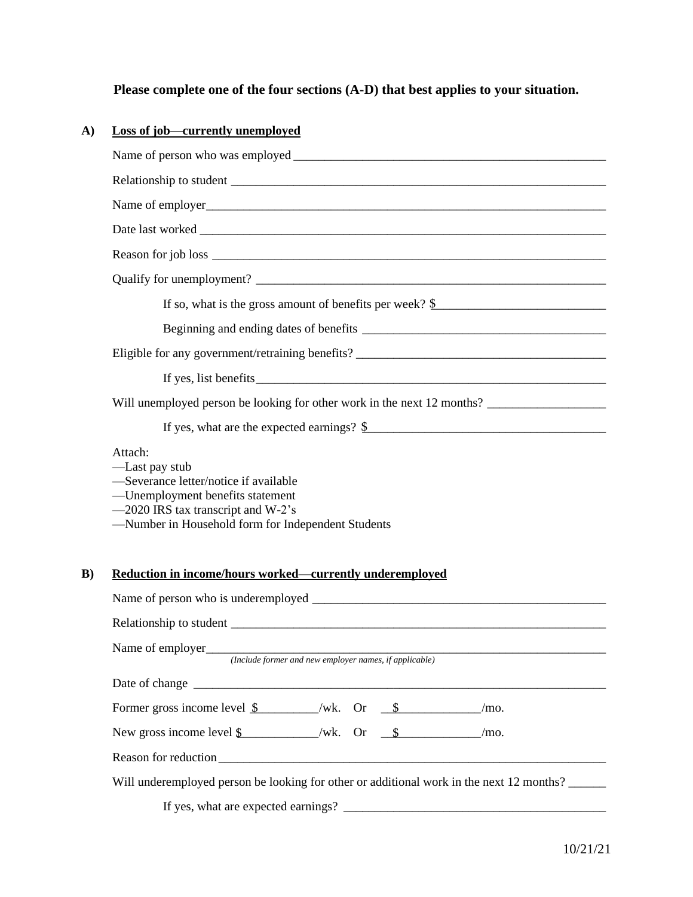**Please complete one of the four sections (A-D) that best applies to your situation.**

**A)** **Loss of job—currently unemployed**

Name of person who was employed ___________________________________________________

Relationship to student ___________________________________________________

Name of employer___________________________________________________

Date last worked ___________________________________________________

Reason for job loss ___________________________________________________

Qualify for unemployment? ___________________________________________________

If so, what is the gross amount of benefits per week? $___________________________

Beginning and ending dates of benefits _______________________________________

Eligible for any government/retraining benefits? _______________________________________

If yes, list benefits___________________________________________________

Will unemployed person be looking for other work in the next 12 months? __________________

If yes, what are the expected earnings? $______________________________________

Attach:
—Last pay stub
—Severance letter/notice if available
—Unemployment benefits statement
—2020 IRS tax transcript and W-2's
—Number in Household form for Independent Students

**B)** **Reduction in income/hours worked—currently underemployed**

Name of person who is underemployed ______________________________________________

Relationship to student ___________________________________________________

Name of employer___________________________________________________
*(Include former and new employer names, if applicable)*

Date of change ___________________________________________________

Former gross income level $__________/wk. Or $_____________/mo.

New gross income level $____________/wk. Or $_____________/mo.

Reason for reduction___________________________________________________

Will underemployed person be looking for other or additional work in the next 12 months? ______

If yes, what are expected earnings? __________________________________________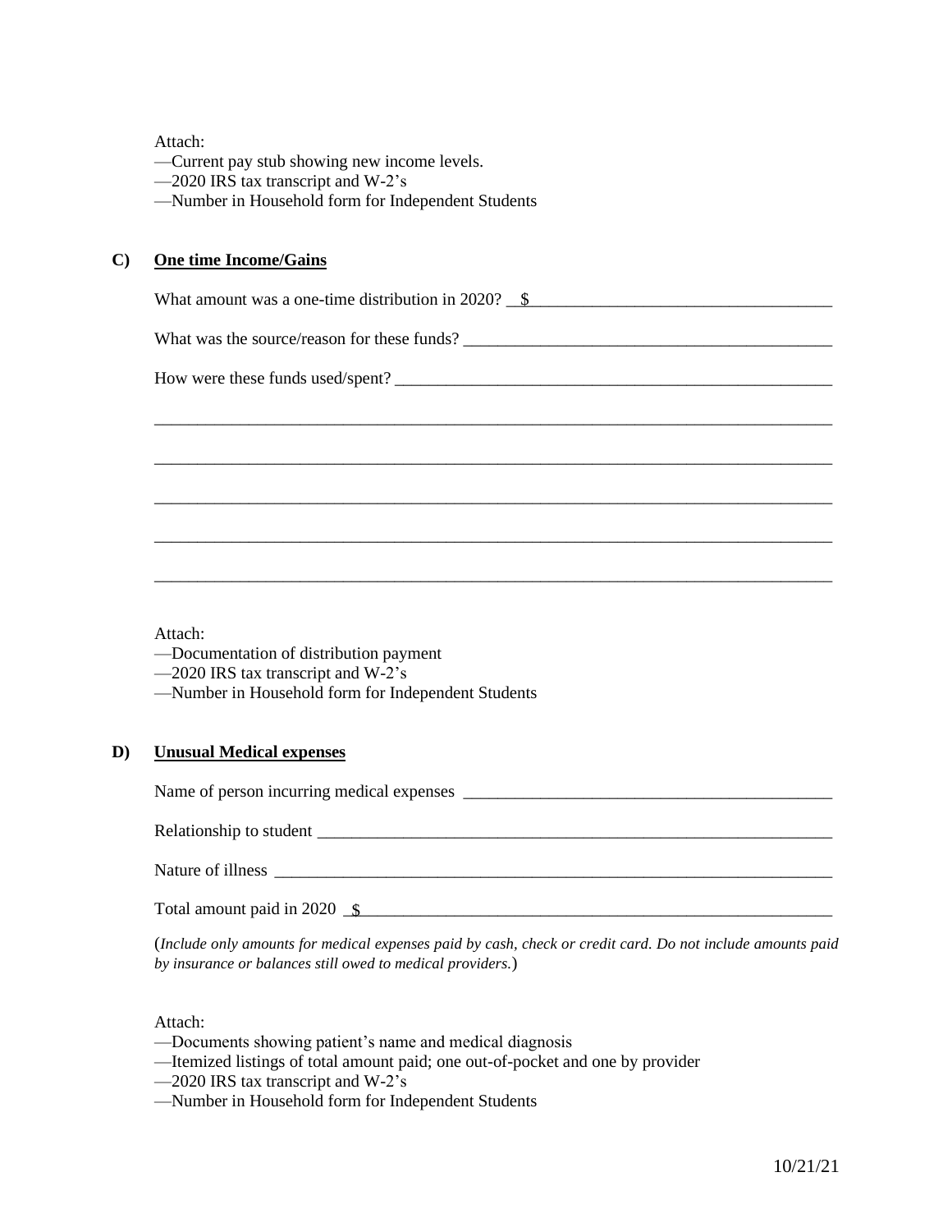Attach:
—Current pay stub showing new income levels.
—2020 IRS tax transcript and W-2's
—Number in Household form for Independent Students

**C) <u>One time Income/Gains</u>**

What amount was a one-time distribution in 2020? \_$\_\_\_\_\_\_\_\_\_\_\_\_\_\_\_\_\_\_\_\_\_\_\_\_\_\_\_\_\_\_\_\_\_\_

What was the source/reason for these funds? \_\_\_\_\_\_\_\_\_\_\_\_\_\_\_\_\_\_\_\_\_\_\_\_\_\_\_\_\_\_\_\_\_\_\_\_\_\_\_\_\_\_\_

How were these funds used/spent? \_\_\_\_\_\_\_\_\_\_\_\_\_\_\_\_\_\_\_\_\_\_\_\_\_\_\_\_\_\_\_\_\_\_\_\_\_\_\_\_\_\_\_\_\_\_\_\_\_\_\_

\_\_\_\_\_\_\_\_\_\_\_\_\_\_\_\_\_\_\_\_\_\_\_\_\_\_\_\_\_\_\_\_\_\_\_\_\_\_\_\_\_\_\_\_\_\_\_\_\_\_\_\_\_\_\_\_\_\_\_\_\_\_\_\_\_\_\_\_\_\_\_\_\_\_\_\_\_\_

\_\_\_\_\_\_\_\_\_\_\_\_\_\_\_\_\_\_\_\_\_\_\_\_\_\_\_\_\_\_\_\_\_\_\_\_\_\_\_\_\_\_\_\_\_\_\_\_\_\_\_\_\_\_\_\_\_\_\_\_\_\_\_\_\_\_\_\_\_\_\_\_\_\_\_\_\_\_

\_\_\_\_\_\_\_\_\_\_\_\_\_\_\_\_\_\_\_\_\_\_\_\_\_\_\_\_\_\_\_\_\_\_\_\_\_\_\_\_\_\_\_\_\_\_\_\_\_\_\_\_\_\_\_\_\_\_\_\_\_\_\_\_\_\_\_\_\_\_\_\_\_\_\_\_\_\_

\_\_\_\_\_\_\_\_\_\_\_\_\_\_\_\_\_\_\_\_\_\_\_\_\_\_\_\_\_\_\_\_\_\_\_\_\_\_\_\_\_\_\_\_\_\_\_\_\_\_\_\_\_\_\_\_\_\_\_\_\_\_\_\_\_\_\_\_\_\_\_\_\_\_\_\_\_\_

\_\_\_\_\_\_\_\_\_\_\_\_\_\_\_\_\_\_\_\_\_\_\_\_\_\_\_\_\_\_\_\_\_\_\_\_\_\_\_\_\_\_\_\_\_\_\_\_\_\_\_\_\_\_\_\_\_\_\_\_\_\_\_\_\_\_\_\_\_\_\_\_\_\_\_\_\_\_

Attach:
—Documentation of distribution payment
—2020 IRS tax transcript and W-2's
—Number in Household form for Independent Students

**D) <u>Unusual Medical expenses</u>**

Name of person incurring medical expenses \_\_\_\_\_\_\_\_\_\_\_\_\_\_\_\_\_\_\_\_\_\_\_\_\_\_\_\_\_\_\_\_\_\_\_\_\_\_\_\_\_\_\_

Relationship to student \_\_\_\_\_\_\_\_\_\_\_\_\_\_\_\_\_\_\_\_\_\_\_\_\_\_\_\_\_\_\_\_\_\_\_\_\_\_\_\_\_\_\_\_\_\_\_\_\_\_\_\_\_\_\_\_\_\_\_\_\_

Nature of illness \_\_\_\_\_\_\_\_\_\_\_\_\_\_\_\_\_\_\_\_\_\_\_\_\_\_\_\_\_\_\_\_\_\_\_\_\_\_\_\_\_\_\_\_\_\_\_\_\_\_\_\_\_\_\_\_\_\_\_\_\_\_\_\_\_

Total amount paid in 2020 \_$\_\_\_\_\_\_\_\_\_\_\_\_\_\_\_\_\_\_\_\_\_\_\_\_\_\_\_\_\_\_\_\_\_\_\_\_\_\_\_\_\_\_\_\_\_\_\_\_\_\_\_\_\_\_\_\_\_

(*Include only amounts for medical expenses paid by cash, check or credit card. Do not include amounts paid by insurance or balances still owed to medical providers.*)

Attach:
—Documents showing patient's name and medical diagnosis
—Itemized listings of total amount paid; one out-of-pocket and one by provider
—2020 IRS tax transcript and W-2's
—Number in Household form for Independent Students

10/21/21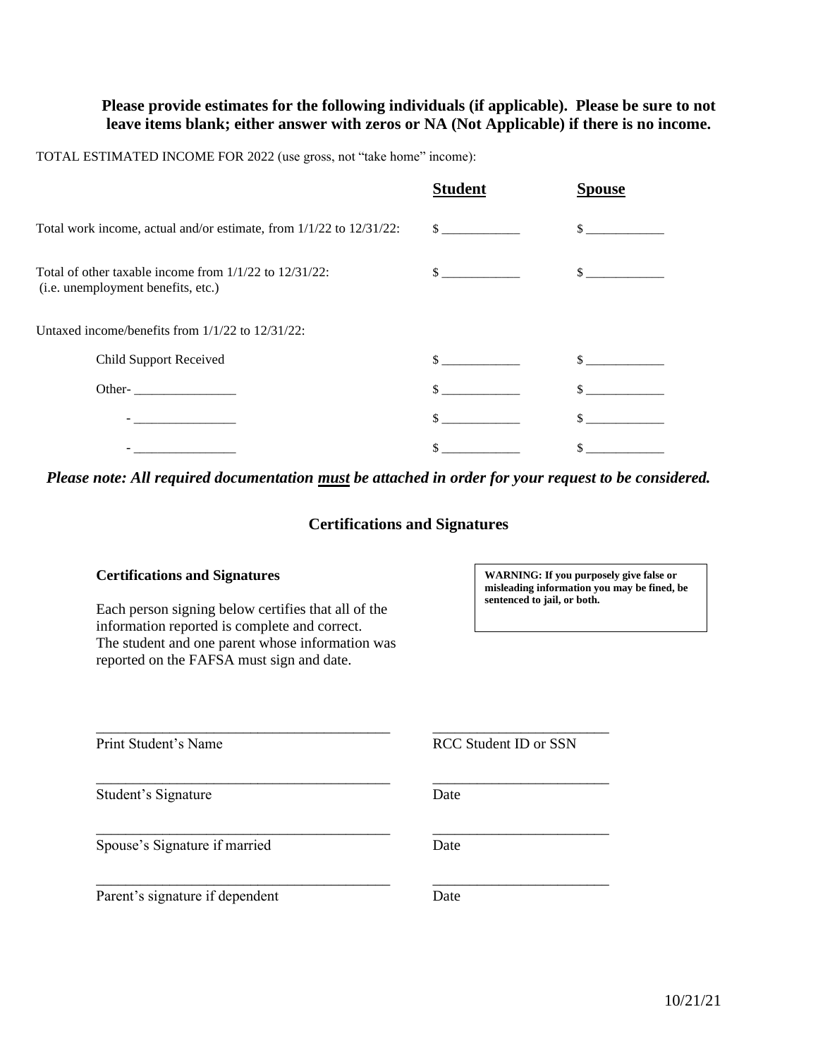**Please provide estimates for the following individuals (if applicable). Please be sure to not leave items blank; either answer with zeros or NA (Not Applicable) if there is no income.**

TOTAL ESTIMATED INCOME FOR 2022 (use gross, not "take home" income):

| | **Student** | **Spouse** |
|---|---|---|
| Total work income, actual and/or estimate, from 1/1/22 to 12/31/22: | $ ____________ | $ ____________ |
| Total of other taxable income from 1/1/22 to 12/31/22: (i.e. unemployment benefits, etc.) | $ ____________ | $ ____________ |
| Untaxed income/benefits from 1/1/22 to 12/31/22: | | |
| Child Support Received | $ ____________ | $ ____________ |
| Other- ________________ | $ ____________ | $ ____________ |
| - ________________ | $ ____________ | $ ____________ |
| - ________________ | $ ____________ | $ ____________ |

***Please note: All required documentation must be attached in order for your request to be considered.***

## Certifications and Signatures

**Certifications and Signatures**

Each person signing below certifies that all of the information reported is complete and correct. The student and one parent whose information was reported on the FAFSA must sign and date.

**WARNING: If you purposely give false or misleading information you may be fined, be sentenced to jail, or both.**

_________________________________________ ________________________

Print Student's Name RCC Student ID or SSN

_________________________________________ ________________________

Student's Signature Date

_________________________________________ ________________________

Spouse's Signature if married Date

_________________________________________ ________________________

Parent's signature if dependent Date

10/21/21